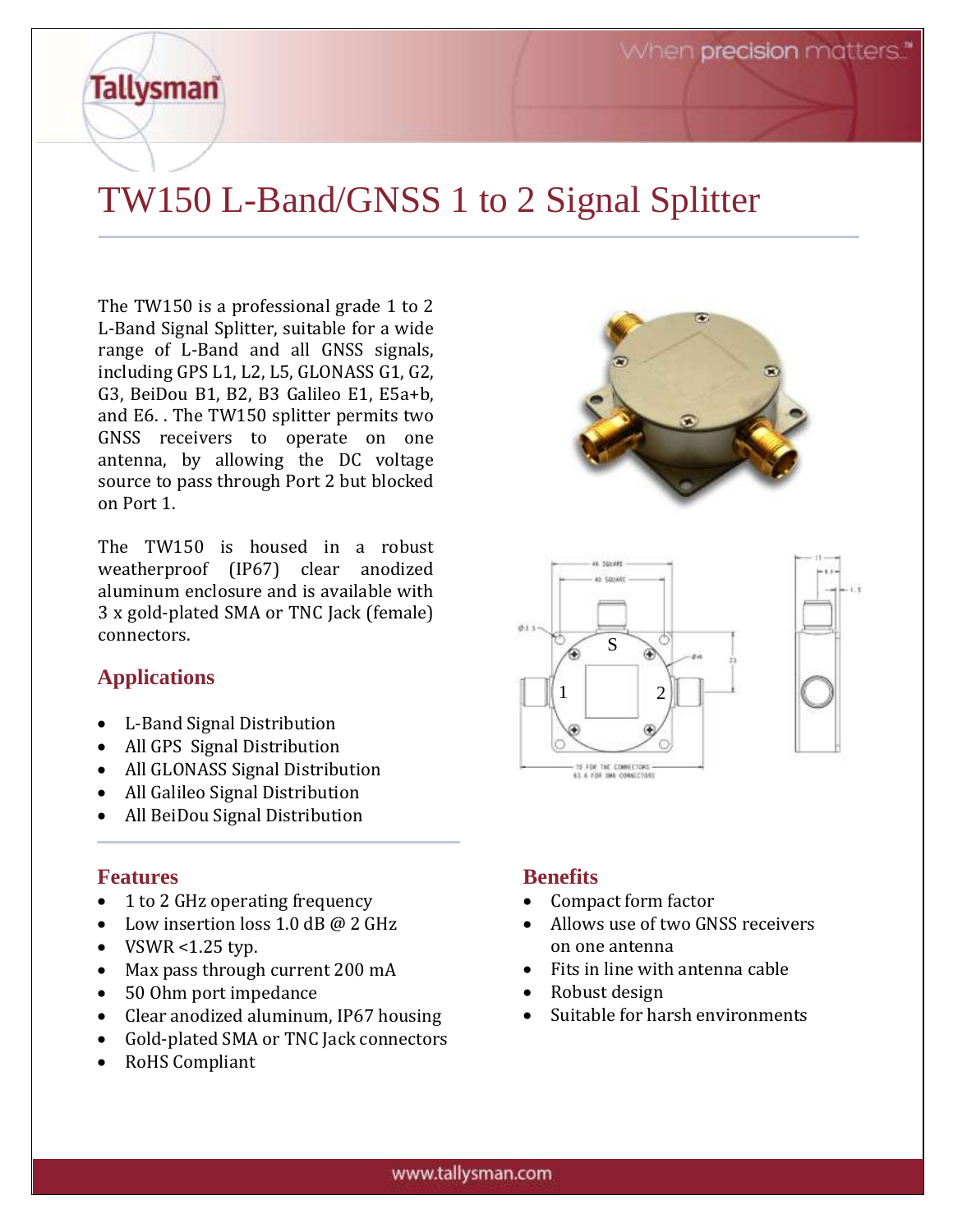// Tallysman

When precision matters.™

# TW150 L-Band/GNSS 1 to 2 Signal Splitter

The TW150 is a professional grade 1 to 2 L-Band Signal Splitter, suitable for a wide range of L-Band and all GNSS signals, including GPS L1, L2, L5, GLONASS G1, G2, G3, BeiDou B1, B2, B3 Galileo E1, E5a+b, and E6. . The TW150 splitter permits two GNSS receivers to operate on one antenna, by allowing the DC voltage source to pass through Port 2 but blocked on Port 1.

The TW150 is housed in a robust weatherproof (IP67) clear anodized aluminum enclosure and is available with 3 x gold-plated SMA or TNC Jack (female) connectors.

## Applications

- L-Band Signal Distribution
- All GPS Signal Distribution
- All GLONASS Signal Distribution
- All Galileo Signal Distribution
- All BeiDou Signal Distribution

## Features

- 1 to 2 GHz operating frequency
- Low insertion loss 1.0 dB @ 2 GHz
- VSWR <1.25 typ.
- Max pass through current 200 mA
- 50 Ohm port impedance
- Clear anodized aluminum, IP67 housing
- Gold-plated SMA or TNC Jack connectors
- RoHS Compliant

## Benefits

- Compact form factor
- Allows use of two GNSS receivers on one antenna
- Fits in line with antenna cable
- Robust design
- Suitable for harsh environments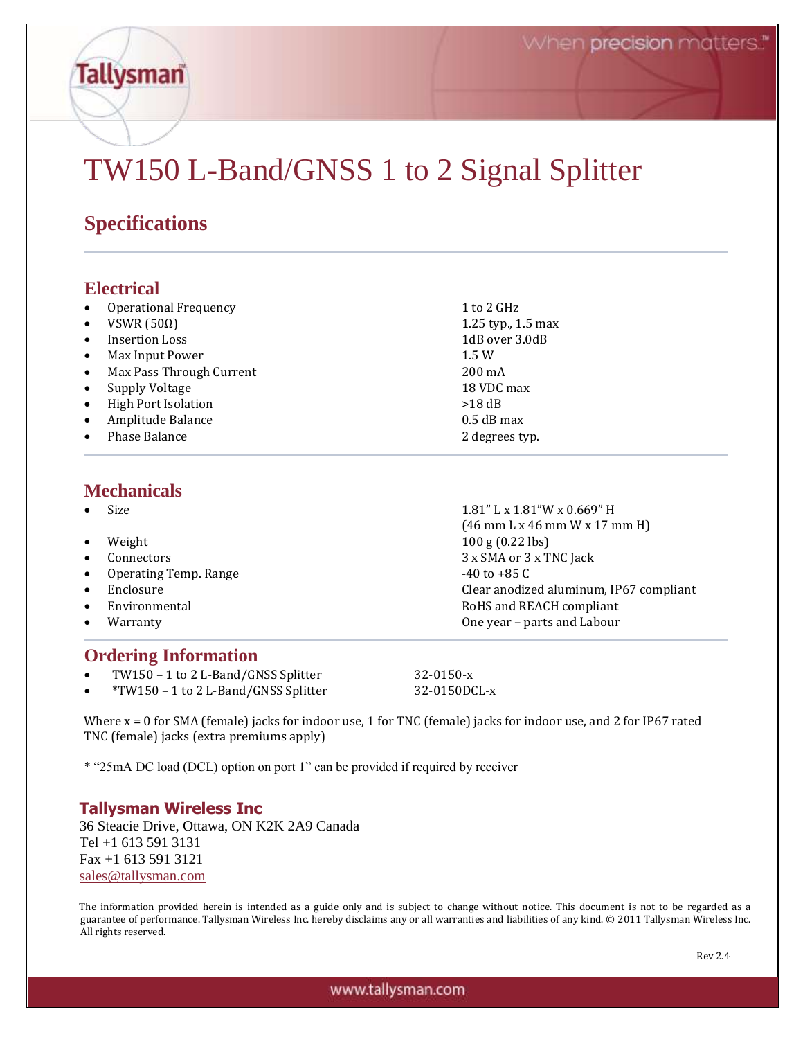# TW150 L-Band/GNSS 1 to 2 Signal Splitter

## Specifications

### Electrical

| | |
|---|---|
| Operational Frequency | 1 to 2 GHz |
| VSWR (50Ω) | 1.25 typ., 1.5 max |
| Insertion Loss | 1dB over 3.0dB |
| Max Input Power | 1.5 W |
| Max Pass Through Current | 200 mA |
| Supply Voltage | 18 VDC max |
| High Port Isolation | >18 dB |
| Amplitude Balance | 0.5 dB max |
| Phase Balance | 2 degrees typ. |

### Mechanicals

| | |
|---|---|
| Size | 1.81" L x 1.81"W x 0.669" H (46 mm L x 46 mm W x 17 mm H) |
| Weight | 100 g (0.22 lbs) |
| Connectors | 3 x SMA or 3 x TNC Jack |
| Operating Temp. Range | -40 to +85 C |
| Enclosure | Clear anodized aluminum, IP67 compliant |
| Environmental | RoHS and REACH compliant |
| Warranty | One year – parts and Labour |

### Ordering Information

| | |
|---|---|
| TW150 – 1 to 2 L-Band/GNSS Splitter | 32-0150-x |
| *TW150 – 1 to 2 L-Band/GNSS Splitter | 32-0150DCL-x |

Where x = 0 for SMA (female) jacks for indoor use, 1 for TNC (female) jacks for indoor use, and 2 for IP67 rated TNC (female) jacks (extra premiums apply)

* "25mA DC load (DCL) option on port 1" can be provided if required by receiver

**Tallysman Wireless Inc**

36 Steacie Drive, Ottawa, ON K2K 2A9 Canada

Tel +1 613 591 3131

Fax +1 613 591 3121

sales@tallysman.com

The information provided herein is intended as a guide only and is subject to change without notice. This document is not to be regarded as a guarantee of performance. Tallysman Wireless Inc. hereby disclaims any or all warranties and liabilities of any kind. © 2011 Tallysman Wireless Inc. All rights reserved.

Rev 2.4